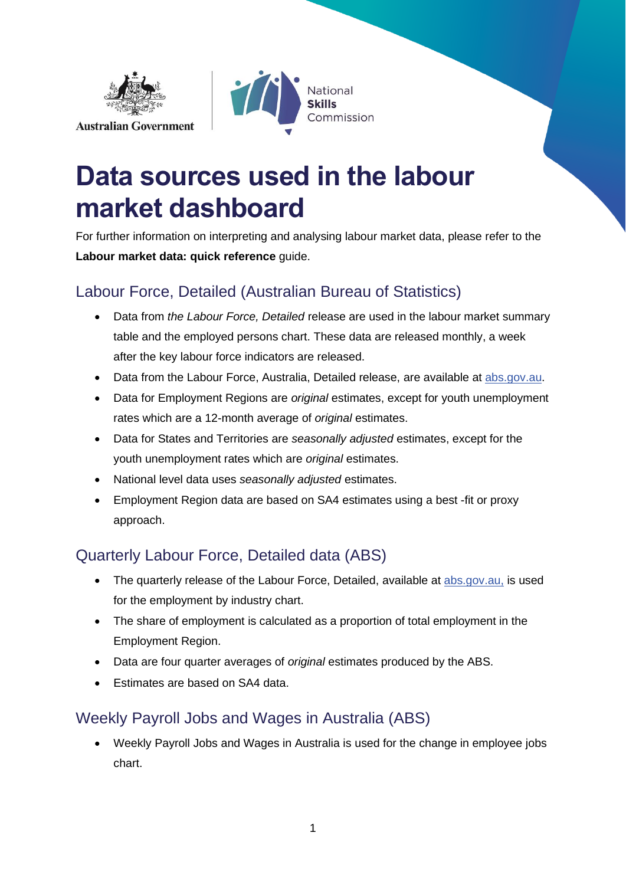# Data sources used in the labour market dashboard

For further information on interpreting and analysing labour market data, please refer to the **Labour market data: quick reference** guide.

## Labour Force, Detailed (Australian Bureau of Statistics)

- Data from *the Labour Force, Detailed* release are used in the labour market summary table and the employed persons chart. These data are released monthly, a week after the key labour force indicators are released.
- Data from the Labour Force, Australia, Detailed release, are available at abs.gov.au.
- Data for Employment Regions are *original* estimates, except for youth unemployment rates which are a 12-month average of *original* estimates.
- Data for States and Territories are *seasonally adjusted* estimates, except for the youth unemployment rates which are *original* estimates.
- National level data uses *seasonally adjusted* estimates.
- Employment Region data are based on SA4 estimates using a best -fit or proxy approach.

## Quarterly Labour Force, Detailed data (ABS)

- The quarterly release of the Labour Force, Detailed, available at abs.gov.au, is used for the employment by industry chart.
- The share of employment is calculated as a proportion of total employment in the Employment Region.
- Data are four quarter averages of *original* estimates produced by the ABS.
- Estimates are based on SA4 data.

## Weekly Payroll Jobs and Wages in Australia (ABS)

- Weekly Payroll Jobs and Wages in Australia is used for the change in employee jobs chart.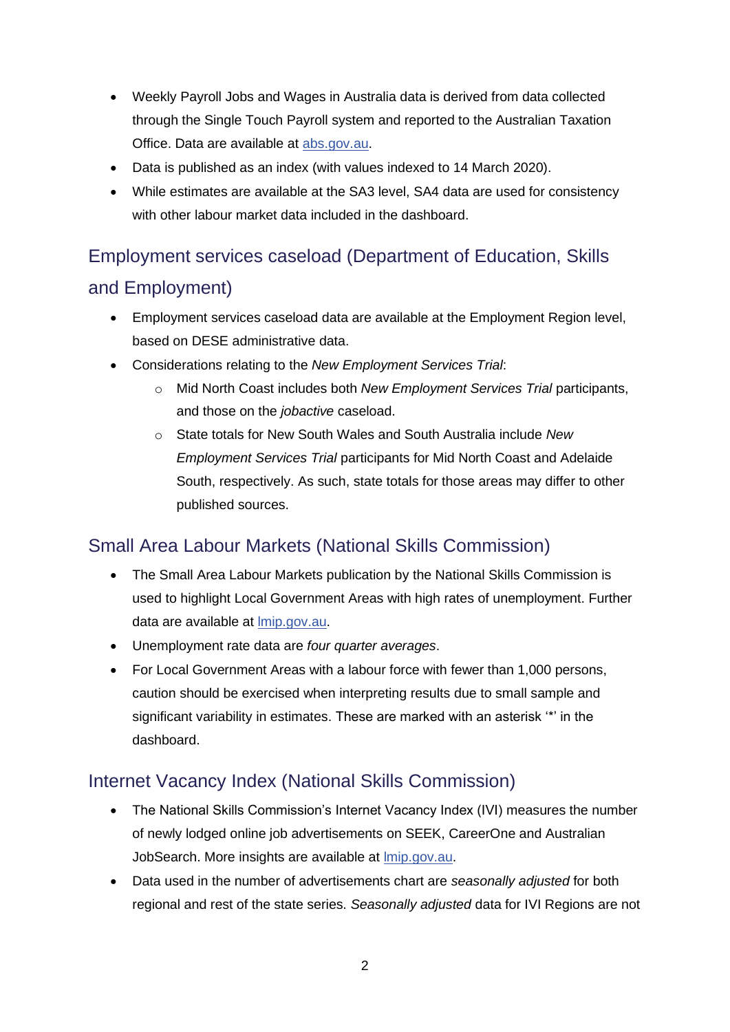- Weekly Payroll Jobs and Wages in Australia data is derived from data collected through the Single Touch Payroll system and reported to the Australian Taxation Office. Data are available at abs.gov.au.
- Data is published as an index (with values indexed to 14 March 2020).
- While estimates are available at the SA3 level, SA4 data are used for consistency with other labour market data included in the dashboard.

## Employment services caseload (Department of Education, Skills and Employment)

- Employment services caseload data are available at the Employment Region level, based on DESE administrative data.
- Considerations relating to the *New Employment Services Trial*:
    - Mid North Coast includes both *New Employment Services Trial* participants, and those on the *jobactive* caseload.
    - State totals for New South Wales and South Australia include *New Employment Services Trial* participants for Mid North Coast and Adelaide South, respectively. As such, state totals for those areas may differ to other published sources.

## Small Area Labour Markets (National Skills Commission)

- The Small Area Labour Markets publication by the National Skills Commission is used to highlight Local Government Areas with high rates of unemployment. Further data are available at lmip.gov.au.
- Unemployment rate data are *four quarter averages*.
- For Local Government Areas with a labour force with fewer than 1,000 persons, caution should be exercised when interpreting results due to small sample and significant variability in estimates. These are marked with an asterisk '*' in the dashboard.

## Internet Vacancy Index (National Skills Commission)

- The National Skills Commission's Internet Vacancy Index (IVI) measures the number of newly lodged online job advertisements on SEEK, CareerOne and Australian JobSearch. More insights are available at lmip.gov.au.
- Data used in the number of advertisements chart are *seasonally adjusted* for both regional and rest of the state series. *Seasonally adjusted* data for IVI Regions are not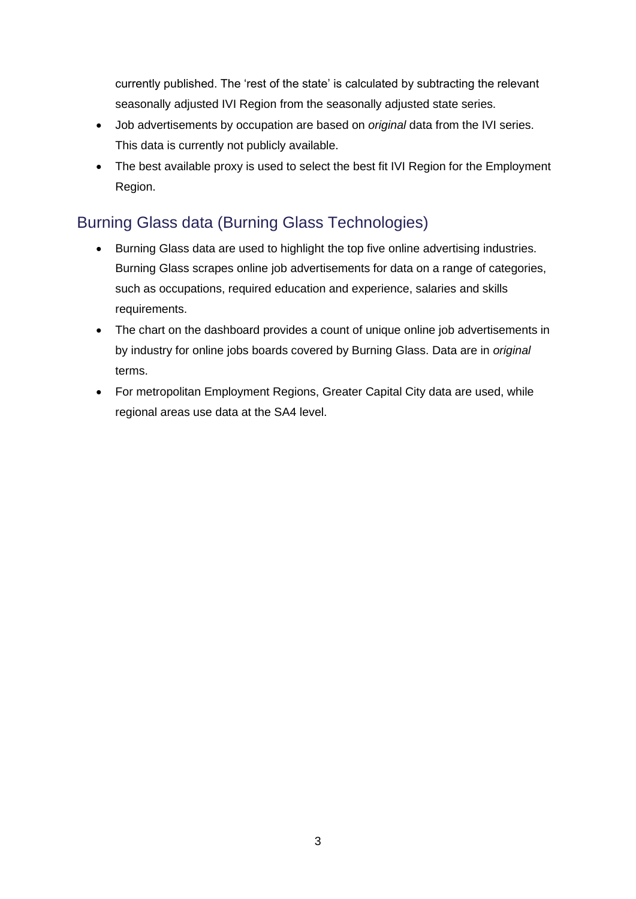currently published. The 'rest of the state' is calculated by subtracting the relevant seasonally adjusted IVI Region from the seasonally adjusted state series.

- Job advertisements by occupation are based on *original* data from the IVI series. This data is currently not publicly available.
- The best available proxy is used to select the best fit IVI Region for the Employment Region.

## Burning Glass data (Burning Glass Technologies)

- Burning Glass data are used to highlight the top five online advertising industries. Burning Glass scrapes online job advertisements for data on a range of categories, such as occupations, required education and experience, salaries and skills requirements.
- The chart on the dashboard provides a count of unique online job advertisements in by industry for online jobs boards covered by Burning Glass. Data are in *original* terms.
- For metropolitan Employment Regions, Greater Capital City data are used, while regional areas use data at the SA4 level.